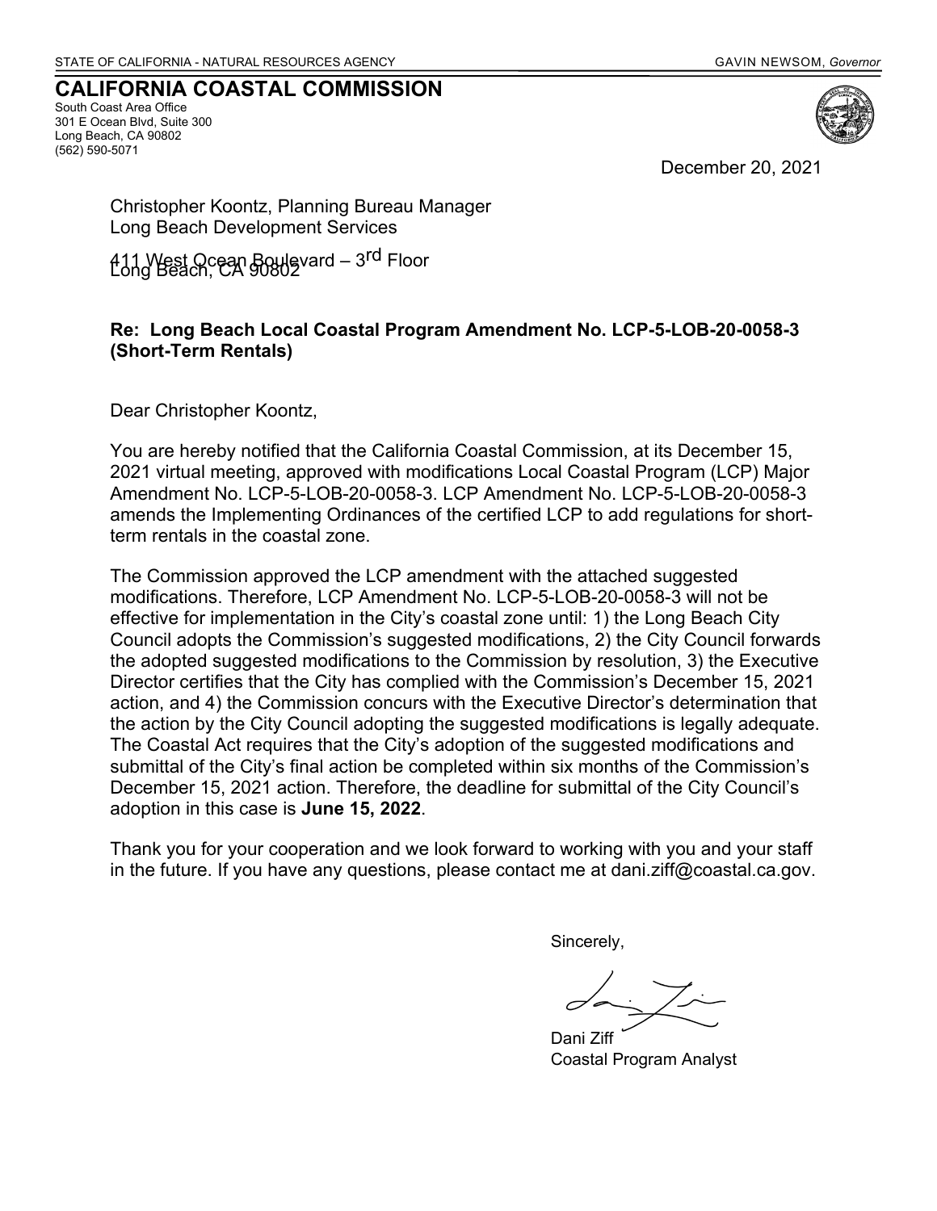STATE OF CALIFORNIA - NATURAL RESOURCES AGENCY GAVIN NEWSOM, *Governor*

# CALIFORNIA COASTAL COMMISSION

South Coast Area Office
301 E Ocean Blvd, Suite 300
Long Beach, CA 90802
(562) 590-5071

December 20, 2021

Christopher Koontz, Planning Bureau Manager
Long Beach Development Services
411 West Ocean Boulevard – 3rd Floor
Long Beach, CA 90802

**Re: Long Beach Local Coastal Program Amendment No. LCP-5-LOB-20-0058-3 (Short-Term Rentals)**

Dear Christopher Koontz,

You are hereby notified that the California Coastal Commission, at its December 15, 2021 virtual meeting, approved with modifications Local Coastal Program (LCP) Major Amendment No. LCP-5-LOB-20-0058-3. LCP Amendment No. LCP-5-LOB-20-0058-3 amends the Implementing Ordinances of the certified LCP to add regulations for short-term rentals in the coastal zone.

The Commission approved the LCP amendment with the attached suggested modifications. Therefore, LCP Amendment No. LCP-5-LOB-20-0058-3 will not be effective for implementation in the City's coastal zone until: 1) the Long Beach City Council adopts the Commission's suggested modifications, 2) the City Council forwards the adopted suggested modifications to the Commission by resolution, 3) the Executive Director certifies that the City has complied with the Commission's December 15, 2021 action, and 4) the Commission concurs with the Executive Director's determination that the action by the City Council adopting the suggested modifications is legally adequate. The Coastal Act requires that the City's adoption of the suggested modifications and submittal of the City's final action be completed within six months of the Commission's December 15, 2021 action. Therefore, the deadline for submittal of the City Council's adoption in this case is **June 15, 2022**.

Thank you for your cooperation and we look forward to working with you and your staff in the future. If you have any questions, please contact me at dani.ziff@coastal.ca.gov.

Sincerely,

Dani Ziff
Coastal Program Analyst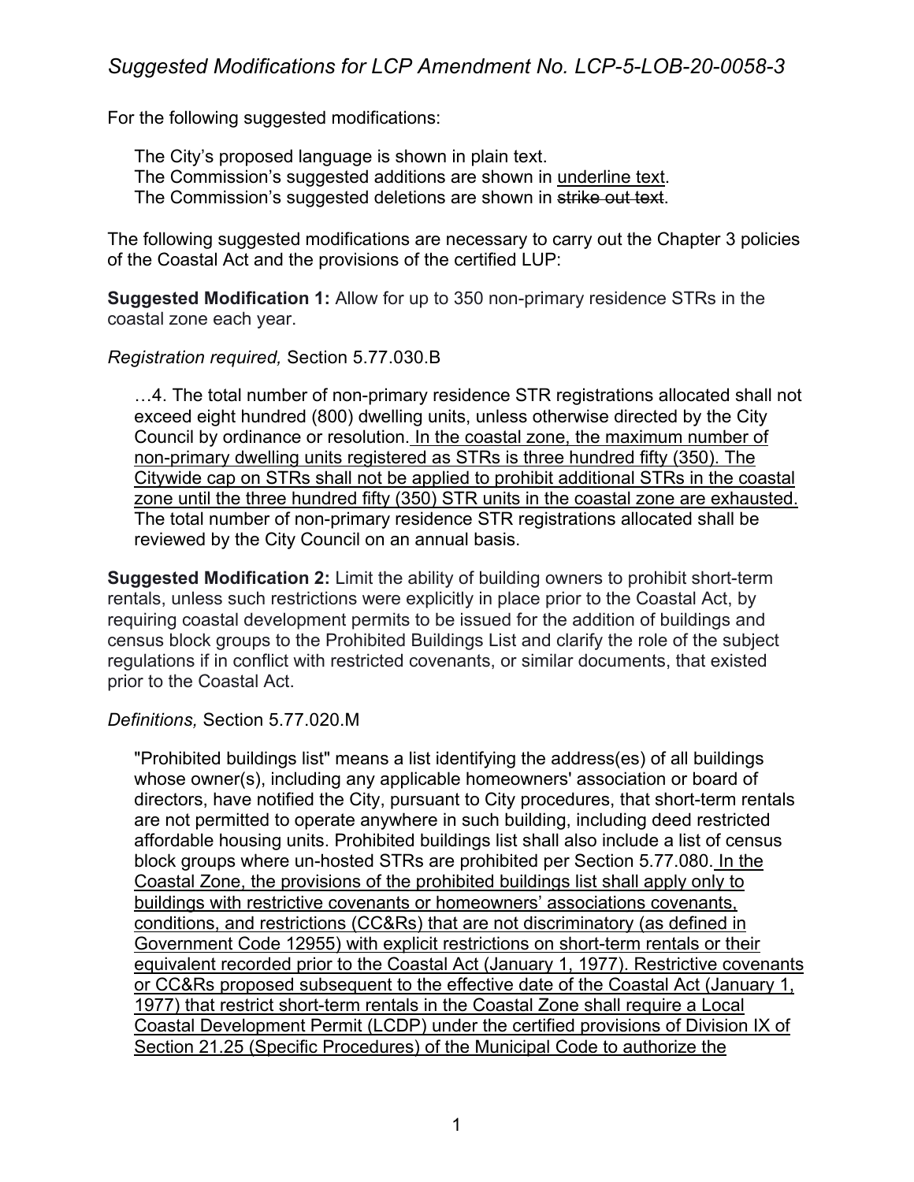*Suggested Modifications for LCP Amendment No. LCP-5-LOB-20-0058-3*

For the following suggested modifications:

> The City's proposed language is shown in plain text.
> The Commission's suggested additions are shown in <u>underline text</u>.
> The Commission's suggested deletions are shown in ~~strike out text~~.

The following suggested modifications are necessary to carry out the Chapter 3 policies of the Coastal Act and the provisions of the certified LUP:

**Suggested Modification 1:** Allow for up to 350 non-primary residence STRs in the coastal zone each year.

*Registration required,* Section 5.77.030.B

> …4. The total number of non-primary residence STR registrations allocated shall not exceed eight hundred (800) dwelling units, unless otherwise directed by the City Council by ordinance or resolution. <u>In the coastal zone, the maximum number of non-primary dwelling units registered as STRs is three hundred fifty (350). The Citywide cap on STRs shall not be applied to prohibit additional STRs in the coastal zone until the three hundred fifty (350) STR units in the coastal zone are exhausted.</u> The total number of non-primary residence STR registrations allocated shall be reviewed by the City Council on an annual basis.

**Suggested Modification 2:** Limit the ability of building owners to prohibit short-term rentals, unless such restrictions were explicitly in place prior to the Coastal Act, by requiring coastal development permits to be issued for the addition of buildings and census block groups to the Prohibited Buildings List and clarify the role of the subject regulations if in conflict with restricted covenants, or similar documents, that existed prior to the Coastal Act.

*Definitions,* Section 5.77.020.M

> "Prohibited buildings list" means a list identifying the address(es) of all buildings whose owner(s), including any applicable homeowners' association or board of directors, have notified the City, pursuant to City procedures, that short-term rentals are not permitted to operate anywhere in such building, including deed restricted affordable housing units. Prohibited buildings list shall also include a list of census block groups where un-hosted STRs are prohibited per Section 5.77.080. <u>In the Coastal Zone, the provisions of the prohibited buildings list shall apply only to buildings with restrictive covenants or homeowners' associations covenants, conditions, and restrictions (CC&Rs) that are not discriminatory (as defined in Government Code 12955) with explicit restrictions on short-term rentals or their equivalent recorded prior to the Coastal Act (January 1, 1977). Restrictive covenants or CC&Rs proposed subsequent to the effective date of the Coastal Act (January 1, 1977) that restrict short-term rentals in the Coastal Zone shall require a Local Coastal Development Permit (LCDP) under the certified provisions of Division IX of Section 21.25 (Specific Procedures) of the Municipal Code to authorize the</u>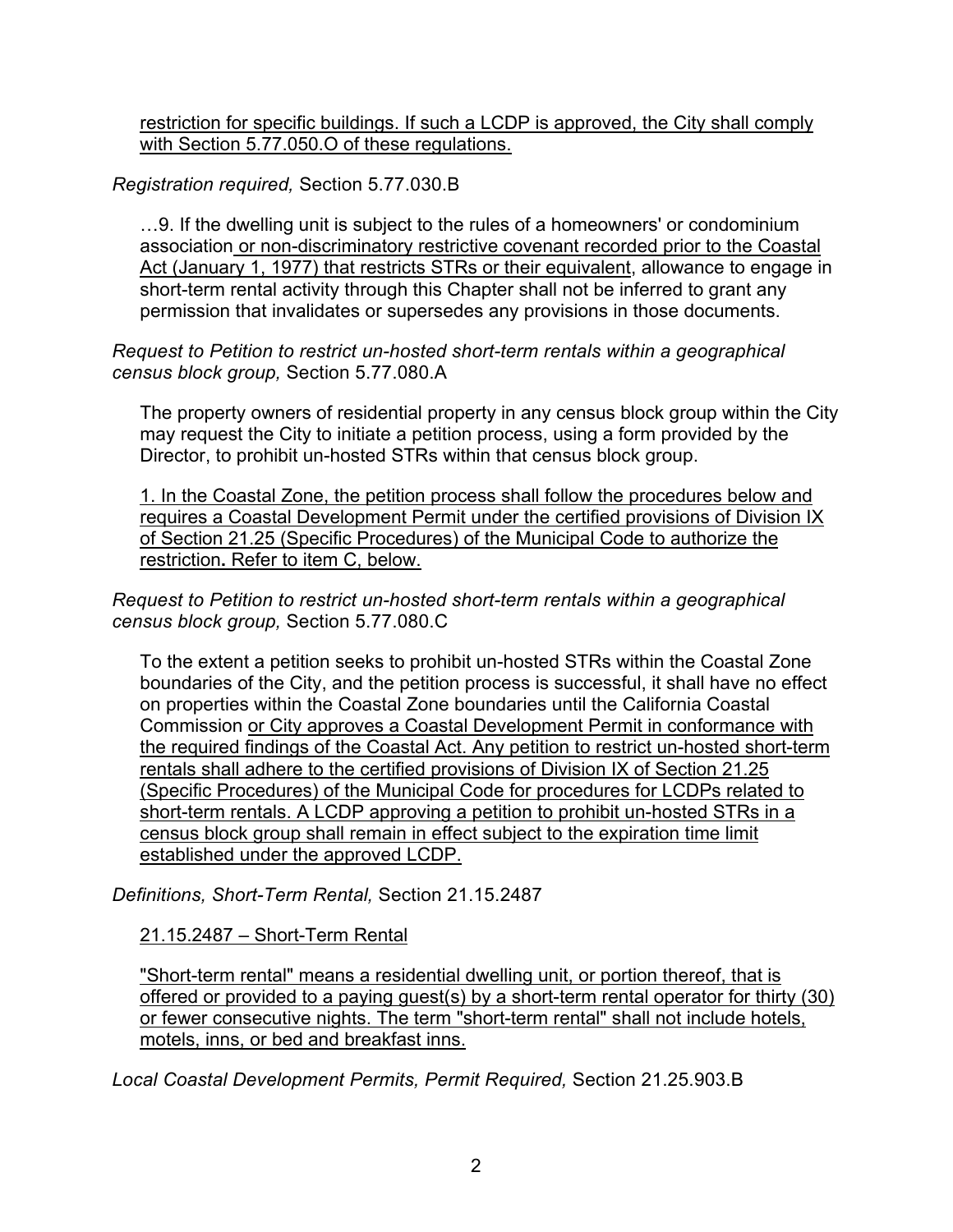restriction for specific buildings. If such a LCDP is approved, the City shall comply with Section 5.77.050.O of these regulations.

*Registration required,* Section 5.77.030.B

> …9. If the dwelling unit is subject to the rules of a homeowners' or condominium association or non-discriminatory restrictive covenant recorded prior to the Coastal Act (January 1, 1977) that restricts STRs or their equivalent, allowance to engage in short-term rental activity through this Chapter shall not be inferred to grant any permission that invalidates or supersedes any provisions in those documents.

*Request to Petition to restrict un-hosted short-term rentals within a geographical census block group,* Section 5.77.080.A

> The property owners of residential property in any census block group within the City may request the City to initiate a petition process, using a form provided by the Director, to prohibit un-hosted STRs within that census block group.
>
> 1. In the Coastal Zone, the petition process shall follow the procedures below and requires a Coastal Development Permit under the certified provisions of Division IX of Section 21.25 (Specific Procedures) of the Municipal Code to authorize the restriction**.** Refer to item C, below.

*Request to Petition to restrict un-hosted short-term rentals within a geographical census block group,* Section 5.77.080.C

> To the extent a petition seeks to prohibit un-hosted STRs within the Coastal Zone boundaries of the City, and the petition process is successful, it shall have no effect on properties within the Coastal Zone boundaries until the California Coastal Commission or City approves a Coastal Development Permit in conformance with the required findings of the Coastal Act. Any petition to restrict un-hosted short-term rentals shall adhere to the certified provisions of Division IX of Section 21.25 (Specific Procedures) of the Municipal Code for procedures for LCDPs related to short-term rentals. A LCDP approving a petition to prohibit un-hosted STRs in a census block group shall remain in effect subject to the expiration time limit established under the approved LCDP.

*Definitions, Short-Term Rental,* Section 21.15.2487

> 21.15.2487 – Short-Term Rental
>
> "Short-term rental" means a residential dwelling unit, or portion thereof, that is offered or provided to a paying guest(s) by a short-term rental operator for thirty (30) or fewer consecutive nights. The term "short-term rental" shall not include hotels, motels, inns, or bed and breakfast inns.

*Local Coastal Development Permits, Permit Required,* Section 21.25.903.B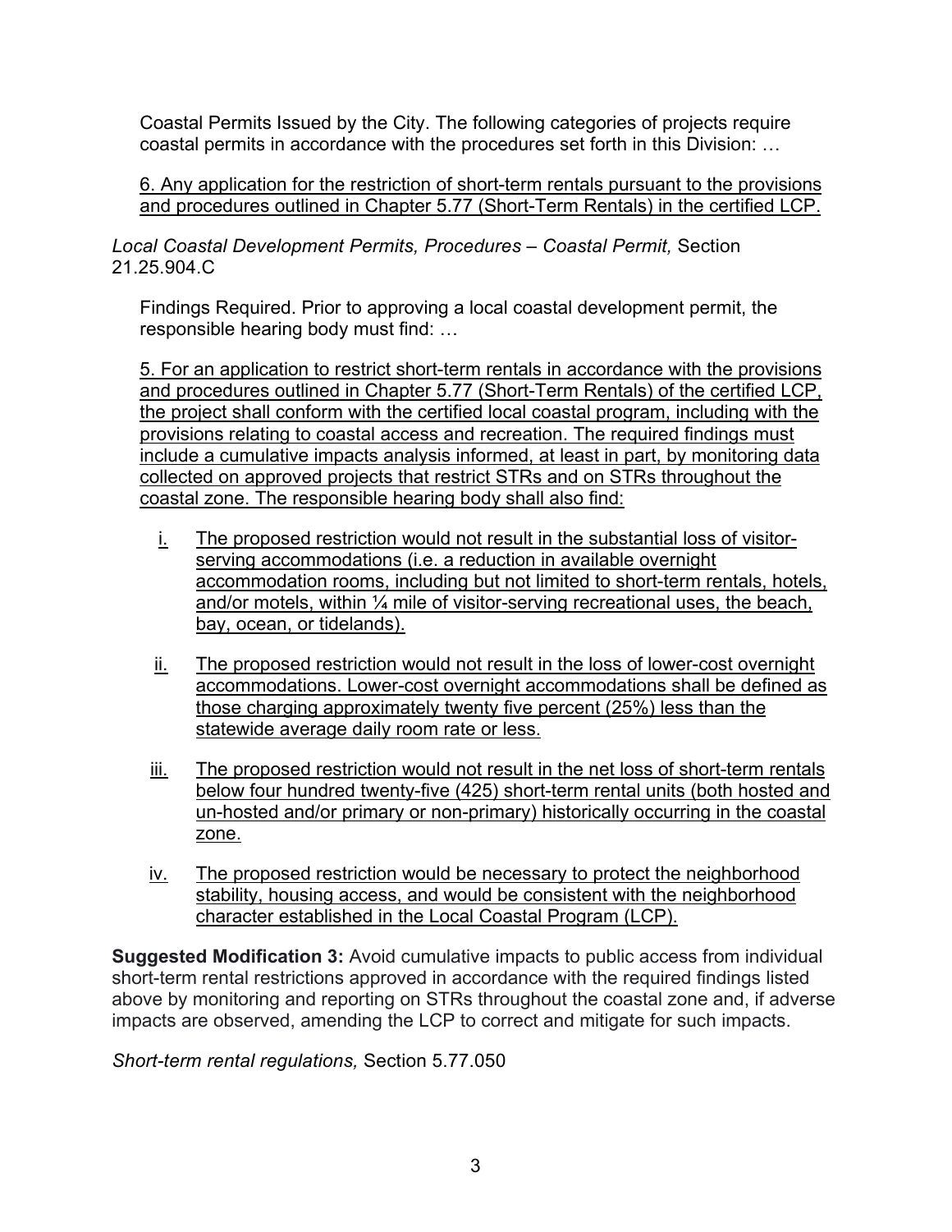Coastal Permits Issued by the City. The following categories of projects require coastal permits in accordance with the procedures set forth in this Division: …

<u>6. Any application for the restriction of short-term rentals pursuant to the provisions and procedures outlined in Chapter 5.77 (Short-Term Rentals) in the certified LCP.</u>

*Local Coastal Development Permits, Procedures – Coastal Permit,* Section 21.25.904.C

Findings Required. Prior to approving a local coastal development permit, the responsible hearing body must find: …

<u>5. For an application to restrict short-term rentals in accordance with the provisions and procedures outlined in Chapter 5.77 (Short-Term Rentals) of the certified LCP, the project shall conform with the certified local coastal program, including with the provisions relating to coastal access and recreation. The required findings must include a cumulative impacts analysis informed, at least in part, by monitoring data collected on approved projects that restrict STRs and on STRs throughout the coastal zone. The responsible hearing body shall also find:</u>

<u>i.</u> <u>The proposed restriction would not result in the substantial loss of visitor-serving accommodations (i.e. a reduction in available overnight accommodation rooms, including but not limited to short-term rentals, hotels, and/or motels, within ¼ mile of visitor-serving recreational uses, the beach, bay, ocean, or tidelands).</u>

<u>ii.</u> <u>The proposed restriction would not result in the loss of lower-cost overnight accommodations. Lower-cost overnight accommodations shall be defined as those charging approximately twenty five percent (25%) less than the statewide average daily room rate or less.</u>

<u>iii.</u> <u>The proposed restriction would not result in the net loss of short-term rentals below four hundred twenty-five (425) short-term rental units (both hosted and un-hosted and/or primary or non-primary) historically occurring in the coastal zone.</u>

<u>iv.</u> <u>The proposed restriction would be necessary to protect the neighborhood stability, housing access, and would be consistent with the neighborhood character established in the Local Coastal Program (LCP).</u>

**Suggested Modification 3:** Avoid cumulative impacts to public access from individual short-term rental restrictions approved in accordance with the required findings listed above by monitoring and reporting on STRs throughout the coastal zone and, if adverse impacts are observed, amending the LCP to correct and mitigate for such impacts.

*Short-term rental regulations,* Section 5.77.050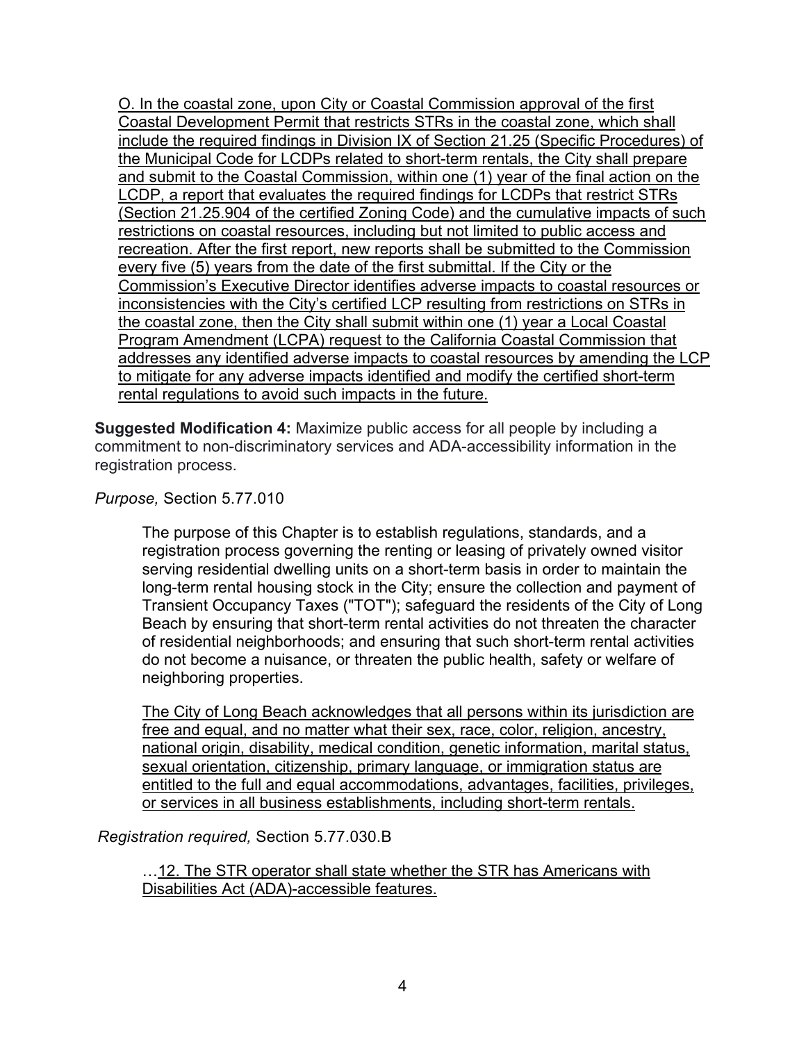<u>O. In the coastal zone, upon City or Coastal Commission approval of the first Coastal Development Permit that restricts STRs in the coastal zone, which shall include the required findings in Division IX of Section 21.25 (Specific Procedures) of the Municipal Code for LCDPs related to short-term rentals, the City shall prepare and submit to the Coastal Commission, within one (1) year of the final action on the LCDP, a report that evaluates the required findings for LCDPs that restrict STRs (Section 21.25.904 of the certified Zoning Code) and the cumulative impacts of such restrictions on coastal resources, including but not limited to public access and recreation. After the first report, new reports shall be submitted to the Commission every five (5) years from the date of the first submittal. If the City or the Commission's Executive Director identifies adverse impacts to coastal resources or inconsistencies with the City's certified LCP resulting from restrictions on STRs in the coastal zone, then the City shall submit within one (1) year a Local Coastal Program Amendment (LCPA) request to the California Coastal Commission that addresses any identified adverse impacts to coastal resources by amending the LCP to mitigate for any adverse impacts identified and modify the certified short-term rental regulations to avoid such impacts in the future.</u>

**Suggested Modification 4:** Maximize public access for all people by including a commitment to non-discriminatory services and ADA-accessibility information in the registration process.

*Purpose,* Section 5.77.010

> The purpose of this Chapter is to establish regulations, standards, and a registration process governing the renting or leasing of privately owned visitor serving residential dwelling units on a short-term basis in order to maintain the long-term rental housing stock in the City; ensure the collection and payment of Transient Occupancy Taxes ("TOT"); safeguard the residents of the City of Long Beach by ensuring that short-term rental activities do not threaten the character of residential neighborhoods; and ensuring that such short-term rental activities do not become a nuisance, or threaten the public health, safety or welfare of neighboring properties.
>
> <u>The City of Long Beach acknowledges that all persons within its jurisdiction are free and equal, and no matter what their sex, race, color, religion, ancestry, national origin, disability, medical condition, genetic information, marital status, sexual orientation, citizenship, primary language, or immigration status are entitled to the full and equal accommodations, advantages, facilities, privileges, or services in all business establishments, including short-term rentals.</u>

*Registration required,* Section 5.77.030.B

> …<u>12. The STR operator shall state whether the STR has Americans with Disabilities Act (ADA)-accessible features.</u>